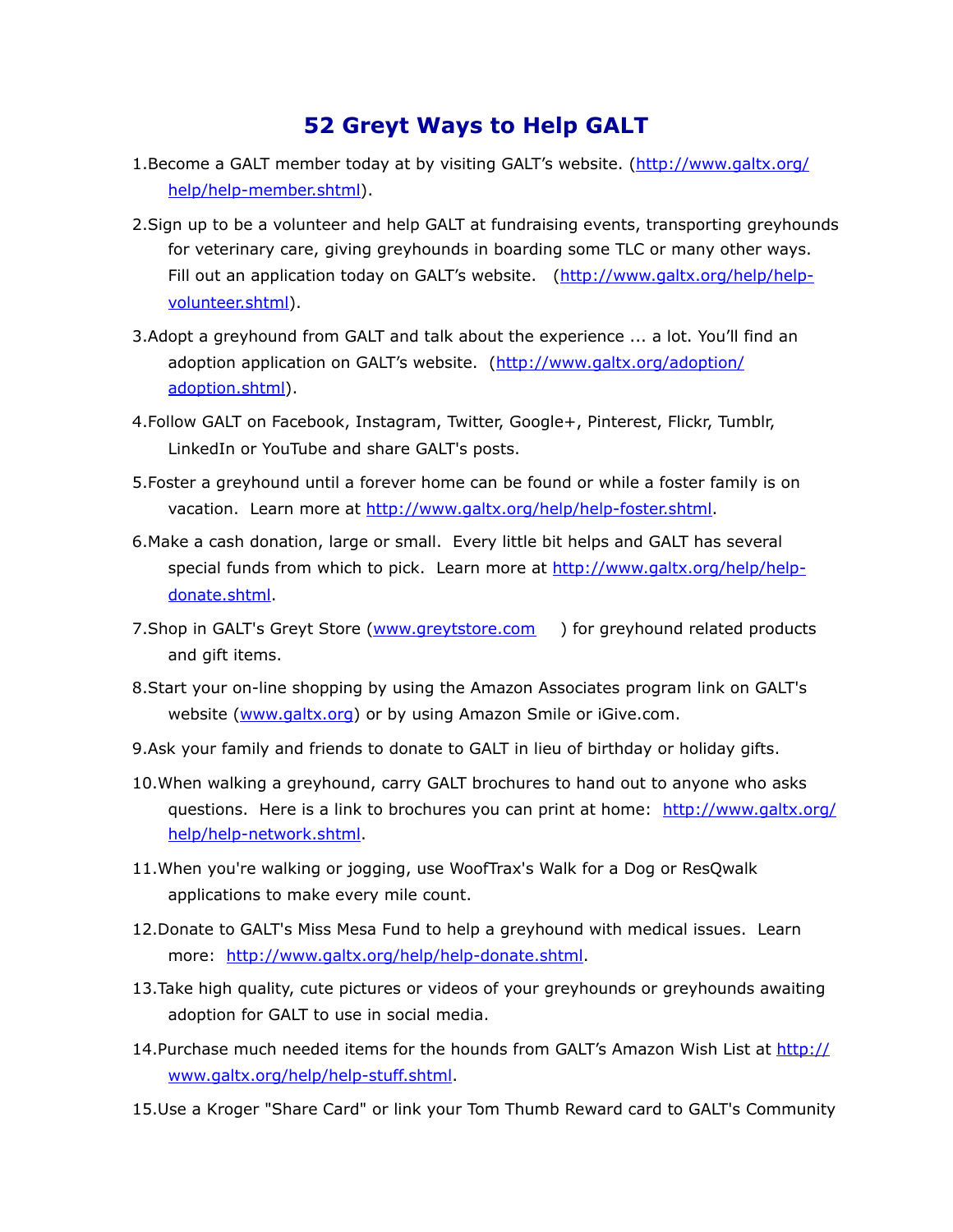# 52 Greyt Ways to Help GALT

1. Become a GALT member today at by visiting GALT's website. (http://www.galtx.org/help/help-member.shtml).
2. Sign up to be a volunteer and help GALT at fundraising events, transporting greyhounds for veterinary care, giving greyhounds in boarding some TLC or many other ways. Fill out an application today on GALT's website. (http://www.galtx.org/help/help-volunteer.shtml).
3. Adopt a greyhound from GALT and talk about the experience ... a lot. You'll find an adoption application on GALT's website. (http://www.galtx.org/adoption/adoption.shtml).
4. Follow GALT on Facebook, Instagram, Twitter, Google+, Pinterest, Flickr, Tumblr, LinkedIn or YouTube and share GALT's posts.
5. Foster a greyhound until a forever home can be found or while a foster family is on vacation. Learn more at http://www.galtx.org/help/help-foster.shtml.
6. Make a cash donation, large or small. Every little bit helps and GALT has several special funds from which to pick. Learn more at http://www.galtx.org/help/help-donate.shtml.
7. Shop in GALT's Greyt Store (www.greytstore.com) for greyhound related products and gift items.
8. Start your on-line shopping by using the Amazon Associates program link on GALT's website (www.galtx.org) or by using Amazon Smile or iGive.com.
9. Ask your family and friends to donate to GALT in lieu of birthday or holiday gifts.
10. When walking a greyhound, carry GALT brochures to hand out to anyone who asks questions. Here is a link to brochures you can print at home: http://www.galtx.org/help/help-network.shtml.
11. When you're walking or jogging, use WoofTrax's Walk for a Dog or ResQwalk applications to make every mile count.
12. Donate to GALT's Miss Mesa Fund to help a greyhound with medical issues. Learn more: http://www.galtx.org/help/help-donate.shtml.
13. Take high quality, cute pictures or videos of your greyhounds or greyhounds awaiting adoption for GALT to use in social media.
14. Purchase much needed items for the hounds from GALT's Amazon Wish List at http://www.galtx.org/help/help-stuff.shtml.
15. Use a Kroger "Share Card" or link your Tom Thumb Reward card to GALT's Community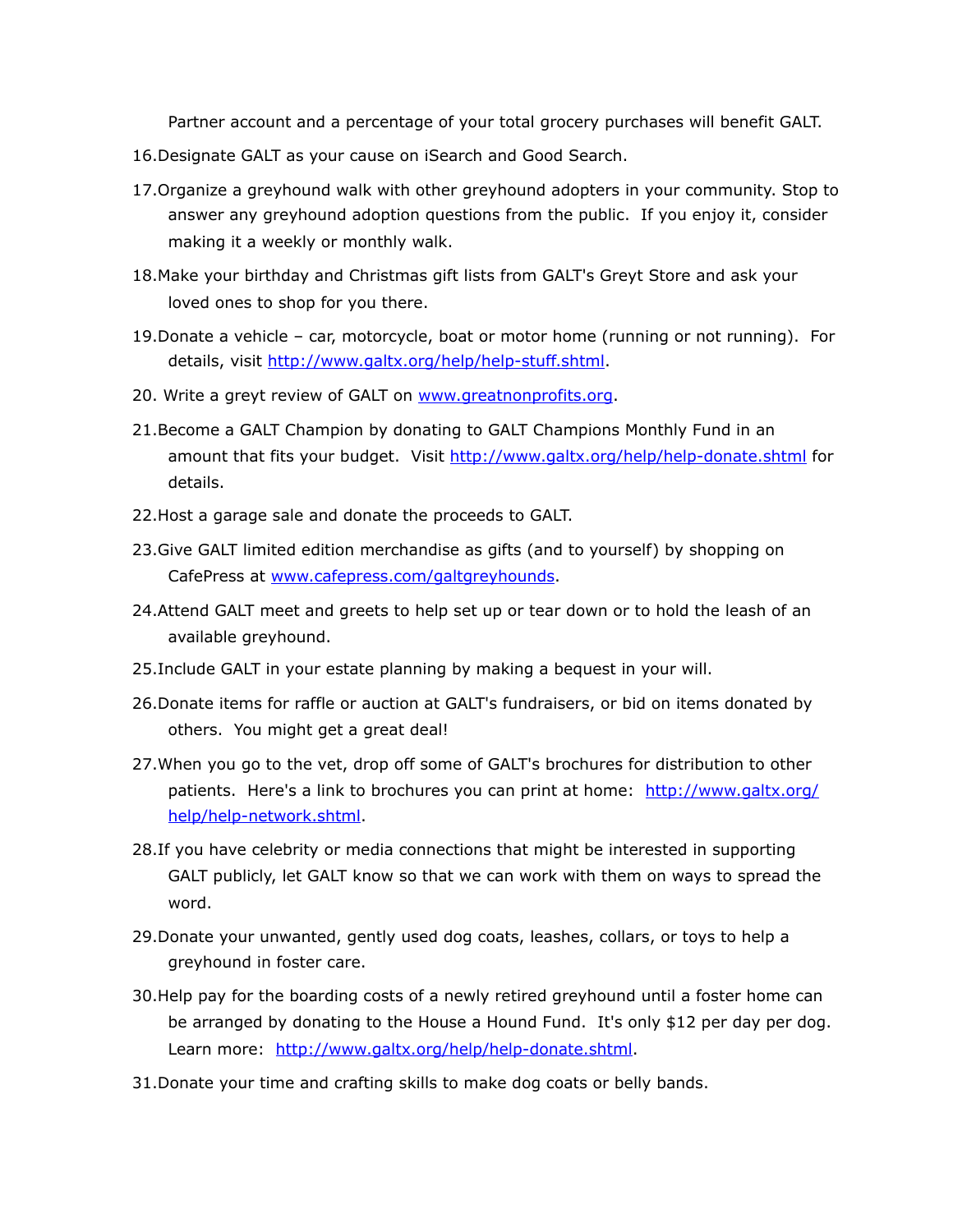Partner account and a percentage of your total grocery purchases will benefit GALT.

16. Designate GALT as your cause on iSearch and Good Search.
17. Organize a greyhound walk with other greyhound adopters in your community. Stop to answer any greyhound adoption questions from the public. If you enjoy it, consider making it a weekly or monthly walk.
18. Make your birthday and Christmas gift lists from GALT's Greyt Store and ask your loved ones to shop for you there.
19. Donate a vehicle – car, motorcycle, boat or motor home (running or not running). For details, visit http://www.galtx.org/help/help-stuff.shtml.
20. Write a greyt review of GALT on www.greatnonprofits.org.
21. Become a GALT Champion by donating to GALT Champions Monthly Fund in an amount that fits your budget. Visit http://www.galtx.org/help/help-donate.shtml for details.
22. Host a garage sale and donate the proceeds to GALT.
23. Give GALT limited edition merchandise as gifts (and to yourself) by shopping on CafePress at www.cafepress.com/galtgreyhounds.
24. Attend GALT meet and greets to help set up or tear down or to hold the leash of an available greyhound.
25. Include GALT in your estate planning by making a bequest in your will.
26. Donate items for raffle or auction at GALT's fundraisers, or bid on items donated by others. You might get a great deal!
27. When you go to the vet, drop off some of GALT's brochures for distribution to other patients. Here's a link to brochures you can print at home: http://www.galtx.org/help/help-network.shtml.
28. If you have celebrity or media connections that might be interested in supporting GALT publicly, let GALT know so that we can work with them on ways to spread the word.
29. Donate your unwanted, gently used dog coats, leashes, collars, or toys to help a greyhound in foster care.
30. Help pay for the boarding costs of a newly retired greyhound until a foster home can be arranged by donating to the House a Hound Fund. It's only $12 per day per dog. Learn more: http://www.galtx.org/help/help-donate.shtml.
31. Donate your time and crafting skills to make dog coats or belly bands.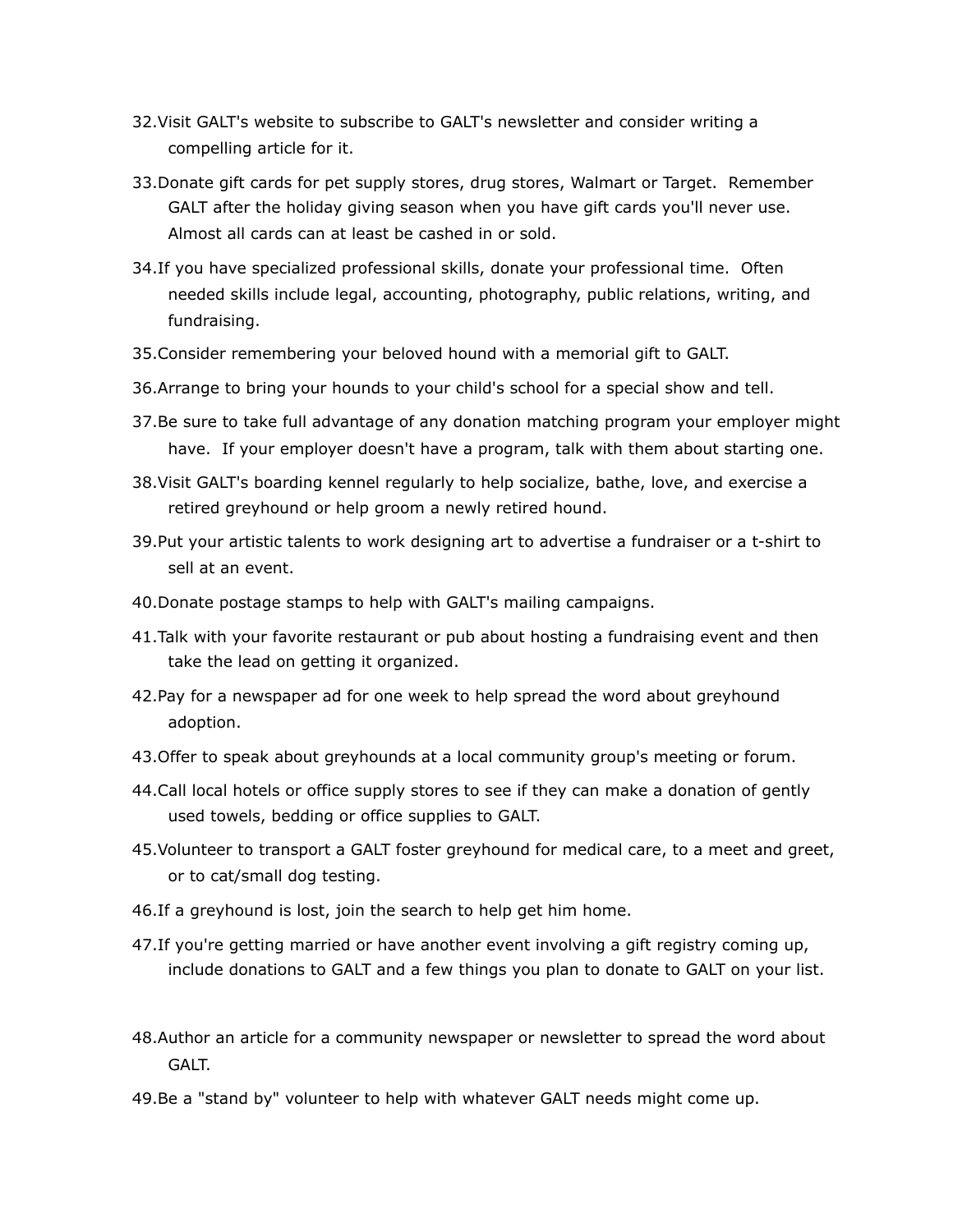32. Visit GALT's website to subscribe to GALT's newsletter and consider writing a compelling article for it.
33. Donate gift cards for pet supply stores, drug stores, Walmart or Target. Remember GALT after the holiday giving season when you have gift cards you'll never use. Almost all cards can at least be cashed in or sold.
34. If you have specialized professional skills, donate your professional time. Often needed skills include legal, accounting, photography, public relations, writing, and fundraising.
35. Consider remembering your beloved hound with a memorial gift to GALT.
36. Arrange to bring your hounds to your child's school for a special show and tell.
37. Be sure to take full advantage of any donation matching program your employer might have. If your employer doesn't have a program, talk with them about starting one.
38. Visit GALT's boarding kennel regularly to help socialize, bathe, love, and exercise a retired greyhound or help groom a newly retired hound.
39. Put your artistic talents to work designing art to advertise a fundraiser or a t-shirt to sell at an event.
40. Donate postage stamps to help with GALT's mailing campaigns.
41. Talk with your favorite restaurant or pub about hosting a fundraising event and then take the lead on getting it organized.
42. Pay for a newspaper ad for one week to help spread the word about greyhound adoption.
43. Offer to speak about greyhounds at a local community group's meeting or forum.
44. Call local hotels or office supply stores to see if they can make a donation of gently used towels, bedding or office supplies to GALT.
45. Volunteer to transport a GALT foster greyhound for medical care, to a meet and greet, or to cat/small dog testing.
46. If a greyhound is lost, join the search to help get him home.
47. If you're getting married or have another event involving a gift registry coming up, include donations to GALT and a few things you plan to donate to GALT on your list.
48. Author an article for a community newspaper or newsletter to spread the word about GALT.
49. Be a "stand by" volunteer to help with whatever GALT needs might come up.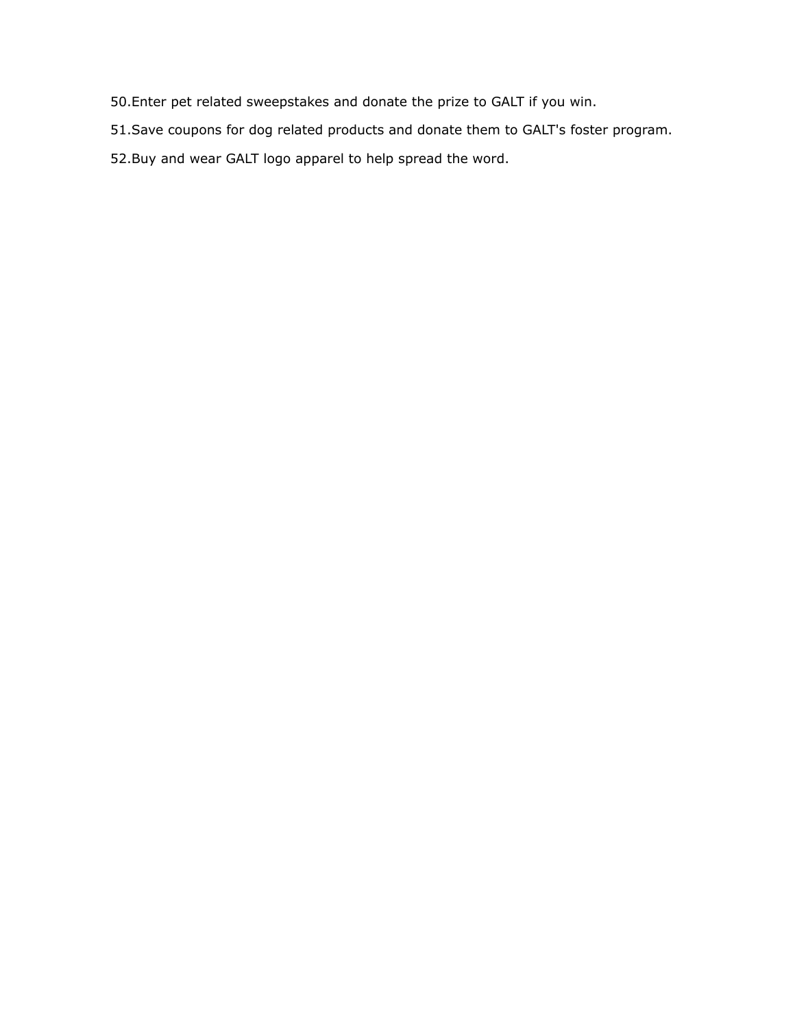50. Enter pet related sweepstakes and donate the prize to GALT if you win.
51. Save coupons for dog related products and donate them to GALT's foster program.
52. Buy and wear GALT logo apparel to help spread the word.